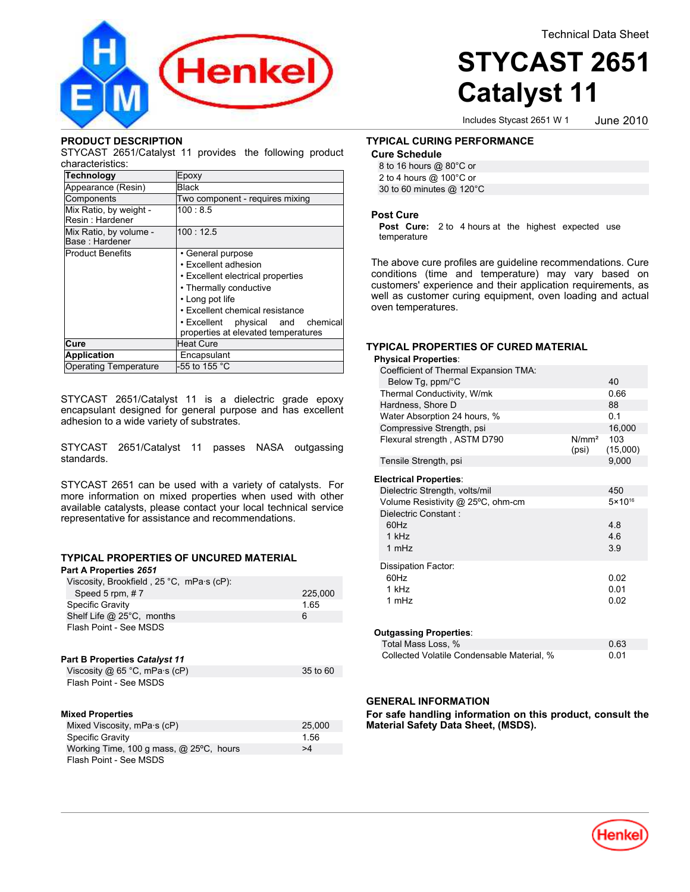Technical Data Sheet

# STYCAST 2651 Catalyst 11

Includes Stycast 2651 W 1

June 2010

## PRODUCT DESCRIPTION

STYCAST 2651/Catalyst 11 provides the following product characteristics:

| Technology | Epoxy |
|---|---|
| Appearance (Resin) | Black |
| Components | Two component - requires mixing |
| Mix Ratio, by weight - Resin : Hardener | 100 : 8.5 |
| Mix Ratio, by volume - Base : Hardener | 100 : 12.5 |
| Product Benefits | • General purpose<br>• Excellent adhesion<br>• Excellent electrical properties<br>• Thermally conductive<br>• Long pot life<br>• Excellent chemical resistance<br>• Excellent physical and chemical properties at elevated temperatures |
| Cure | Heat Cure |
| Application | Encapsulant |
| Operating Temperature | -55 to 155 °C |

STYCAST 2651/Catalyst 11 is a dielectric grade epoxy encapsulant designed for general purpose and has excellent adhesion to a wide variety of substrates.

STYCAST 2651/Catalyst 11 passes NASA outgassing standards.

STYCAST 2651 can be used with a variety of catalysts. For more information on mixed properties when used with other available catalysts, please contact your local technical service representative for assistance and recommendations.

## TYPICAL PROPERTIES OF UNCURED MATERIAL

**Part A Properties *2651***

| | |
|---|---|
| Viscosity, Brookfield , 25 °C, mPa·s (cP): | |
| Speed 5 rpm, # 7 | 225,000 |
| Specific Gravity | 1.65 |
| Shelf Life @ 25°C, months | 6 |
| Flash Point - See MSDS | |

**Part B Properties *Catalyst 11***

| | |
|---|---|
| Viscosity @ 65 °C, mPa·s (cP) | 35 to 60 |
| Flash Point - See MSDS | |

**Mixed Properties**

| | |
|---|---|
| Mixed Viscosity, mPa·s (cP) | 25,000 |
| Specific Gravity | 1.56 |
| Working Time, 100 g mass, @ 25ºC, hours | >4 |
| Flash Point - See MSDS | |

## TYPICAL CURING PERFORMANCE

### Cure Schedule

8 to 16 hours @ 80°C or
2 to 4 hours @ 100°C or
30 to 60 minutes @ 120°C

### Post Cure

**Post Cure:** 2 to 4 hours at the highest expected use temperature

The above cure profiles are guideline recommendations. Cure conditions (time and temperature) may vary based on customers' experience and their application requirements, as well as customer curing equipment, oven loading and actual oven temperatures.

## TYPICAL PROPERTIES OF CURED MATERIAL

**Physical Properties:**

| | | |
|---|---|---|
| Coefficient of Thermal Expansion TMA: | | |
| Below Tg, ppm/°C | | 40 |
| Thermal Conductivity, W/mk | | 0.66 |
| Hardness, Shore D | | 88 |
| Water Absorption 24 hours, % | | 0.1 |
| Compressive Strength, psi | | 16,000 |
| Flexural strength , ASTM D790 | N/mm² (psi) | 103 (15,000) |
| Tensile Strength, psi | | 9,000 |

**Electrical Properties:**

| | |
|---|---|
| Dielectric Strength, volts/mil | 450 |
| Volume Resistivity @ 25ºC, ohm-cm | $5\times10^{16}$ |
| Dielectric Constant : | |
| 60Hz | 4.8 |
| 1 kHz | 4.6 |
| 1 mHz | 3.9 |
| Dissipation Factor: | |
| 60Hz | 0.02 |
| 1 kHz | 0.01 |
| 1 mHz | 0.02 |

**Outgassing Properties:**

| | |
|---|---|
| Total Mass Loss, % | 0.63 |
| Collected Volatile Condensable Material, % | 0.01 |

## GENERAL INFORMATION

**For safe handling information on this product, consult the Material Safety Data Sheet, (MSDS).**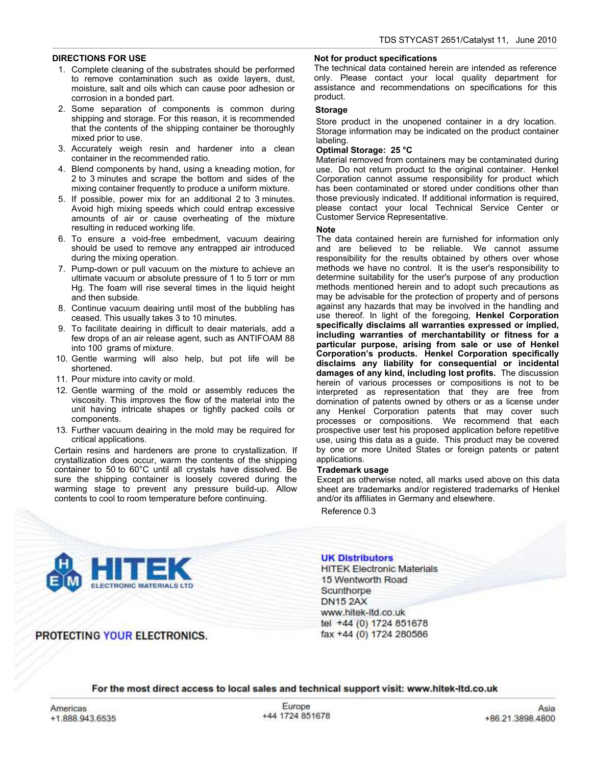## DIRECTIONS FOR USE

1. Complete cleaning of the substrates should be performed to remove contamination such as oxide layers, dust, moisture, salt and oils which can cause poor adhesion or corrosion in a bonded part.
2. Some separation of components is common during shipping and storage. For this reason, it is recommended that the contents of the shipping container be thoroughly mixed prior to use.
3. Accurately weigh resin and hardener into a clean container in the recommended ratio.
4. Blend components by hand, using a kneading motion, for 2 to 3 minutes and scrape the bottom and sides of the mixing container frequently to produce a uniform mixture.
5. If possible, power mix for an additional 2 to 3 minutes. Avoid high mixing speeds which could entrap excessive amounts of air or cause overheating of the mixture resulting in reduced working life.
6. To ensure a void-free embedment, vacuum deairing should be used to remove any entrapped air introduced during the mixing operation.
7. Pump-down or pull vacuum on the mixture to achieve an ultimate vacuum or absolute pressure of 1 to 5 torr or mm Hg. The foam will rise several times in the liquid height and then subside.
8. Continue vacuum deairing until most of the bubbling has ceased. This usually takes 3 to 10 minutes.
9. To facilitate deairing in difficult to deair materials, add a few drops of an air release agent, such as ANTIFOAM 88 into 100 grams of mixture.
10. Gentle warming will also help, but pot life will be shortened.
11. Pour mixture into cavity or mold.
12. Gentle warming of the mold or assembly reduces the viscosity. This improves the flow of the material into the unit having intricate shapes or tightly packed coils or components.
13. Further vacuum deairing in the mold may be required for critical applications.

Certain resins and hardeners are prone to crystallization. If crystallization does occur, warm the contents of the shipping container to 50 to 60°C until all crystals have dissolved. Be sure the shipping container is loosely covered during the warming stage to prevent any pressure build-up. Allow contents to cool to room temperature before continuing.

## Not for product specifications

The technical data contained herein are intended as reference only. Please contact your local quality department for assistance and recommendations on specifications for this product.

## Storage

Store product in the unopened container in a dry location. Storage information may be indicated on the product container labeling.

**Optimal Storage: 25 °C**

Material removed from containers may be contaminated during use. Do not return product to the original container. Henkel Corporation cannot assume responsibility for product which has been contaminated or stored under conditions other than those previously indicated. If additional information is required, please contact your local Technical Service Center or Customer Service Representative.

## Note

The data contained herein are furnished for information only and are believed to be reliable. We cannot assume responsibility for the results obtained by others over whose methods we have no control. It is the user's responsibility to determine suitability for the user's purpose of any production methods mentioned herein and to adopt such precautions as may be advisable for the protection of property and of persons against any hazards that may be involved in the handling and use thereof. In light of the foregoing, **Henkel Corporation specifically disclaims all warranties expressed or implied, including warranties of merchantability or fitness for a particular purpose, arising from sale or use of Henkel Corporation's products. Henkel Corporation specifically disclaims any liability for consequential or incidental damages of any kind, including lost profits.** The discussion herein of various processes or compositions is not to be interpreted as representation that they are free from domination of patents owned by others or as a license under any Henkel Corporation patents that may cover such processes or compositions. We recommend that each prospective user test his proposed application before repetitive use, using this data as a guide. This product may be covered by one or more United States or foreign patents or patent applications.

## Trademark usage

Except as otherwise noted, all marks used above on this data sheet are trademarks and/or registered trademarks of Henkel and/or its affiliates in Germany and elsewhere.

Reference 0.3

HITEK ELECTRONIC MATERIALS LTD

PROTECTING YOUR ELECTRONICS.

**UK Distributors**
HITEK Electronic Materials
15 Wentworth Road
Scunthorpe
DN15 2AX
www.hitek-ltd.co.uk
tel +44 (0) 1724 851678
fax +44 (0) 1724 280586

**For the most direct access to local sales and technical support visit: www.hitek-ltd.co.uk**

Americas
+1.888.943.6535

Europe
+44 1724 851678

Asia
+86.21.3898.4800